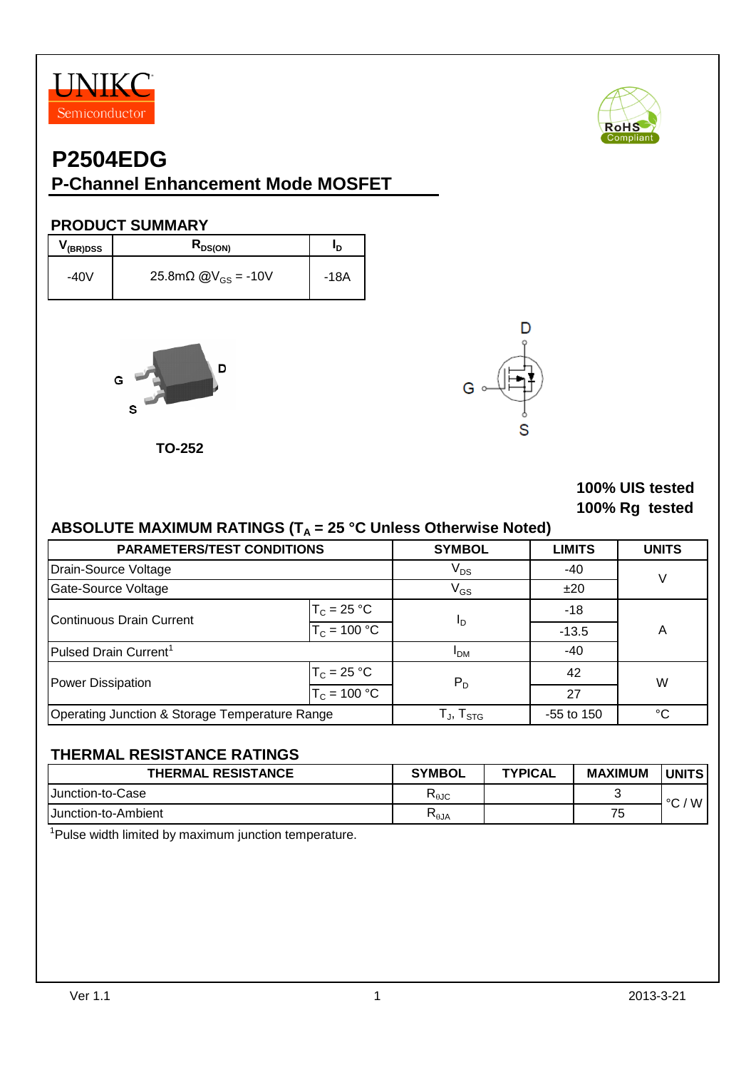UNIKC Semiconductor

RoHS Compliant

# P2504EDG

## P-Channel Enhancement Mode MOSFET

### PRODUCT SUMMARY

| $V_{(BR)DSS}$ | $R_{DS(ON)}$ | $I_D$ |
|---|---|---|
| -40V | 25.8mΩ @$V_{GS}$ = -10V | -18A |

G D S

TO-252

D G S

**100% UIS tested**
**100% Rg tested**

### ABSOLUTE MAXIMUM RATINGS ($T_A$ = 25 °C Unless Otherwise Noted)

| PARAMETERS/TEST CONDITIONS | | SYMBOL | LIMITS | UNITS |
|---|---|---|---|---|
| Drain-Source Voltage | | $V_{DS}$ | -40 | V |
| Gate-Source Voltage | | $V_{GS}$ | ±20 | |
| Continuous Drain Current | $T_C$ = 25 °C | $I_D$ | -18 | A |
| | $T_C$ = 100 °C | | -13.5 | |
| Pulsed Drain Current[1] | | $I_{DM}$ | -40 | |
| Power Dissipation | $T_C$ = 25 °C | $P_D$ | 42 | W |
| | $T_C$ = 100 °C | | 27 | |
| Operating Junction & Storage Temperature Range | | $T_J$, $T_{STG}$ | -55 to 150 | °C |

### THERMAL RESISTANCE RATINGS

| THERMAL RESISTANCE | SYMBOL | TYPICAL | MAXIMUM | UNITS |
|---|---|---|---|---|
| Junction-to-Case | $R_{\theta JC}$ | | 3 | °C / W |
| Junction-to-Ambient | $R_{\theta JA}$ | | 75 | |

[1]Pulse width limited by maximum junction temperature.

Ver 1.1 2013-3-21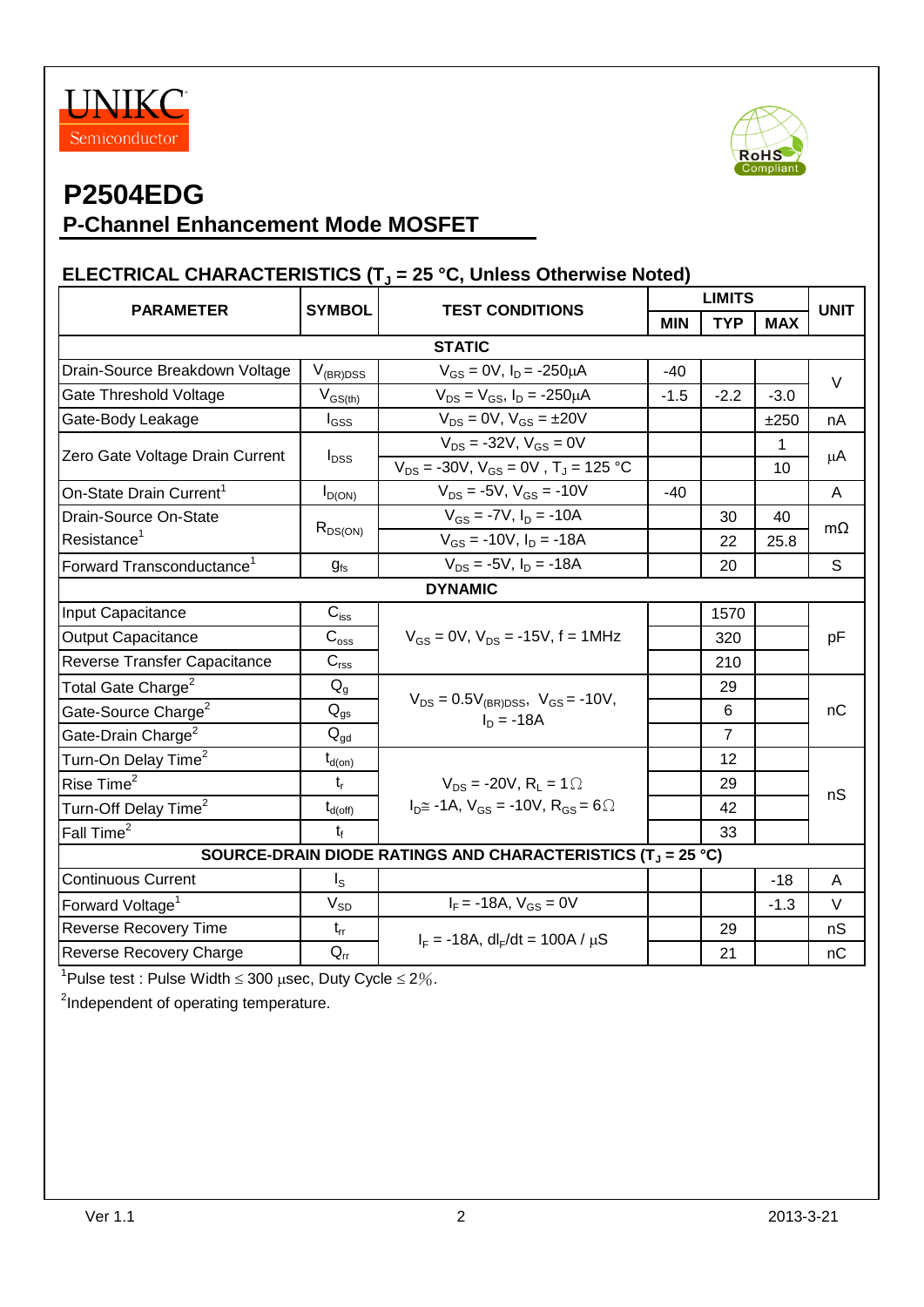UNIKC Semiconductor

# P2504EDG

## P-Channel Enhancement Mode MOSFET

### ELECTRICAL CHARACTERISTICS ($T_J$ = 25 °C, Unless Otherwise Noted)

| PARAMETER | SYMBOL | TEST CONDITIONS | LIMITS | | | UNIT |
|---|---|---|---|---|---|---|
| | | | MIN | TYP | MAX | |
| **STATIC** | | | | | | |
| Drain-Source Breakdown Voltage | $V_{(BR)DSS}$ | $V_{GS}$ = 0V, $I_D$ = -250μA | -40 | | | V |
| Gate Threshold Voltage | $V_{GS(th)}$ | $V_{DS}$ = $V_{GS}$, $I_D$ = -250μA | -1.5 | -2.2 | -3.0 | V |
| Gate-Body Leakage | $I_{GSS}$ | $V_{DS}$ = 0V, $V_{GS}$ = ±20V | | | ±250 | nA |
| Zero Gate Voltage Drain Current | $I_{DSS}$ | $V_{DS}$ = -32V, $V_{GS}$ = 0V | | | 1 | μA |
| | | $V_{DS}$ = -30V, $V_{GS}$ = 0V , $T_J$ = 125 °C | | | 10 | |
| On-State Drain Current[1] | $I_{D(ON)}$ | $V_{DS}$ = -5V, $V_{GS}$ = -10V | -40 | | | A |
| Drain-Source On-State Resistance[1] | $R_{DS(ON)}$ | $V_{GS}$ = -7V, $I_D$ = -10A | | 30 | 40 | mΩ |
| | | $V_{GS}$ = -10V, $I_D$ = -18A | | 22 | 25.8 | |
| Forward Transconductance[1] | $g_{fs}$ | $V_{DS}$ = -5V, $I_D$ = -18A | | 20 | | S |
| **DYNAMIC** | | | | | | |
| Input Capacitance | $C_{iss}$ | $V_{GS}$ = 0V, $V_{DS}$ = -15V, f = 1MHz | | 1570 | | pF |
| Output Capacitance | $C_{oss}$ | | | 320 | | |
| Reverse Transfer Capacitance | $C_{rss}$ | | | 210 | | |
| Total Gate Charge[2] | $Q_g$ | $V_{DS}$ = 0.5$V_{(BR)DSS}$, $V_{GS}$ = -10V, $I_D$ = -18A | | 29 | | nC |
| Gate-Source Charge[2] | $Q_{gs}$ | | | 6 | | |
| Gate-Drain Charge[2] | $Q_{gd}$ | | | 7 | | |
| Turn-On Delay Time[2] | $t_{d(on)}$ | $V_{DS}$ = -20V, $R_L$ = 1Ω, $I_D$≅ -1A, $V_{GS}$ = -10V, $R_{GS}$ = 6Ω | | 12 | | nS |
| Rise Time[2] | $t_r$ | | | 29 | | |
| Turn-Off Delay Time[2] | $t_{d(off)}$ | | | 42 | | |
| Fall Time[2] | $t_f$ | | | 33 | | |
| **SOURCE-DRAIN DIODE RATINGS AND CHARACTERISTICS ($T_J$ = 25 °C)** | | | | | | |
| Continuous Current | $I_S$ | | | | -18 | A |
| Forward Voltage[1] | $V_{SD}$ | $I_F$ = -18A, $V_{GS}$ = 0V | | | -1.3 | V |
| Reverse Recovery Time | $t_{rr}$ | $I_F$ = -18A, $dI_F/dt$ = 100A / μS | | 29 | | nS |
| Reverse Recovery Charge | $Q_{rr}$ | | | 21 | | nC |

[1]Pulse test : Pulse Width ≤ 300 μsec, Duty Cycle ≤ 2%.

[2]Independent of operating temperature.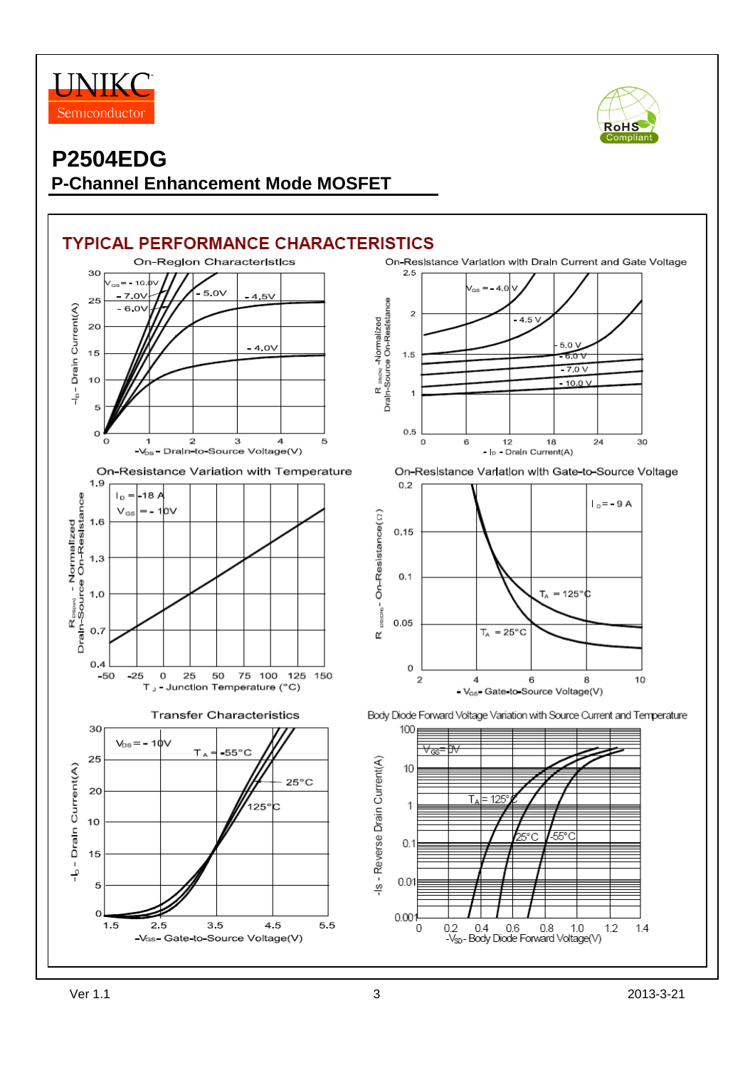# P2504EDG

## P-Channel Enhancement Mode MOSFET

## TYPICAL PERFORMANCE CHARACTERISTICS

On-Region Characteristics

On-Resistance Variation with Drain Current and Gate Voltage

On-Resistance Variation with Temperature

On-Resistance Variation with Gate-to-Source Voltage

Transfer Characteristics

Body Diode Forward Voltage Variation with Source Current and Temperature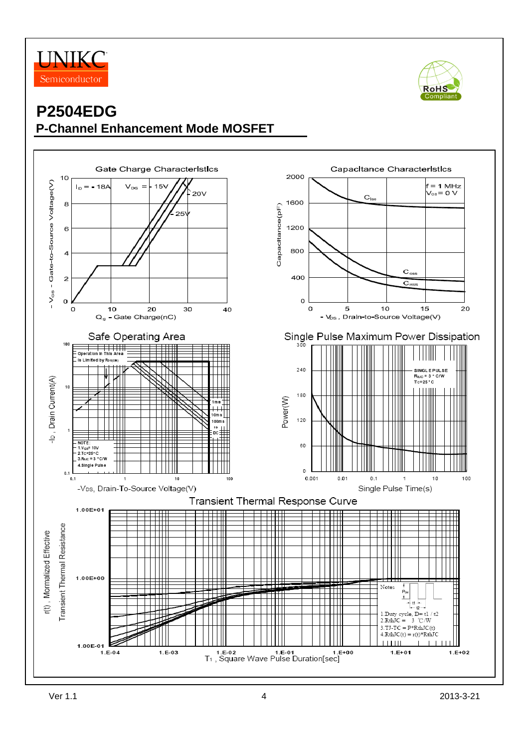# P2504EDG

## P-Channel Enhancement Mode MOSFET

**Gate Charge Characteristics**

$I_D$ = - 18A, $V_{DS}$ = - 15V, - 20V, - 25V

$-V_{GS}$ - Gate-to-Source Voltage(V) vs. $Q_g$ - Gate Charge(nC)

**Capacitance Characteristics**

f = 1 MHz, $V_{GS}$ = 0 V

$C_{iss}$, $C_{oss}$, $C_{rss}$

Capacitance(pF) vs. $-V_{DS}$, Drain-to-Source Voltage(V)

**Safe Operating Area**

Operation in This Area is Limited by $R_{DS(on)}$

1ms, 10ms, 100ms, 1s, DC

NOTE:
1. $V_{GS}$ = 10V
2. $T_C$ = 25°C
3. $R_{θJC}$ = 3°C/W
4. Single Pulse

$-I_D$, Drain Current(A) vs. $-V_{DS}$, Drain-To-Source Voltage(V)

**Single Pulse Maximum Power Dissipation**

SINGLE PULSE
$R_{θJC}$ = 3°C/W
$T_C$ = 25°C

Power(W) vs. Single Pulse Time(s)

**Transient Thermal Response Curve**

Notes:
1. Duty cycle, D = t1 / t2
2. RthJC = 3 °C/W
3. TJ-TC = P*RthJC(t)
4. RthJC(t) = r(t)*RthJC

r(t), Normalized Effective Transient Thermal Resistance vs. $T_1$, Square Wave Pulse Duration[sec]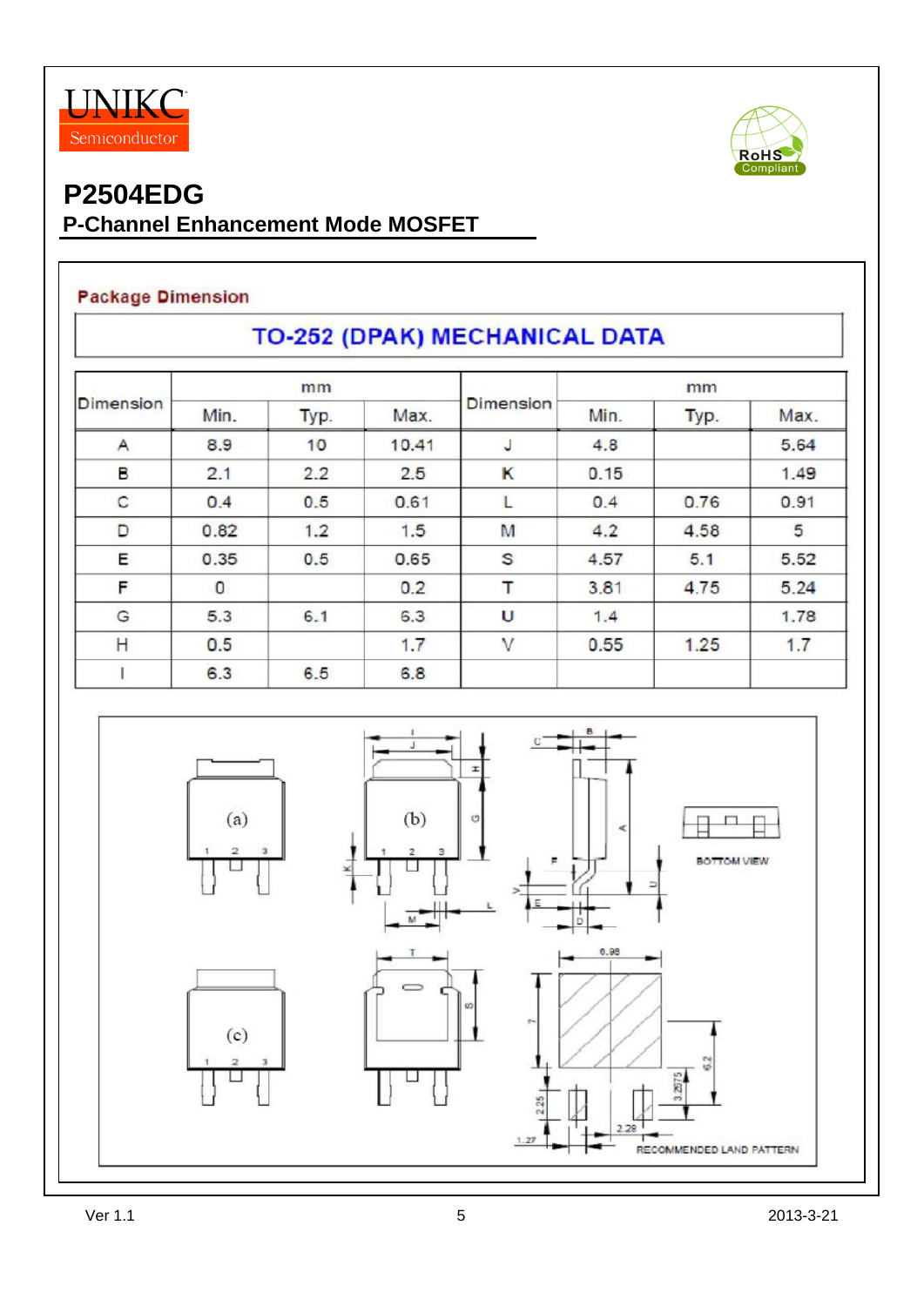# P2504EDG

## P-Channel Enhancement Mode MOSFET

**Package Dimension**

### TO-252 (DPAK) MECHANICAL DATA

| Dimension | mm | | | Dimension | mm | | |
|---|---|---|---|---|---|---|---|
| | Min. | Typ. | Max. | | Min. | Typ. | Max. |
| A | 8.9 | 10 | 10.41 | J | 4.8 | | 5.64 |
| B | 2.1 | 2.2 | 2.5 | K | 0.15 | | 1.49 |
| C | 0.4 | 0.5 | 0.61 | L | 0.4 | 0.76 | 0.91 |
| D | 0.82 | 1.2 | 1.5 | M | 4.2 | 4.58 | 5 |
| E | 0.35 | 0.5 | 0.65 | S | 4.57 | 5.1 | 5.52 |
| F | 0 | | 0.2 | T | 3.81 | 4.75 | 5.24 |
| G | 5.3 | 6.1 | 6.3 | U | 1.4 | | 1.78 |
| H | 0.5 | | 1.7 | V | 0.55 | 1.25 | 1.7 |
| I | 6.3 | 6.5 | 6.8 | | | | |

(a)

(b)

(c)

BOTTOM VIEW

6.98

7

6.2

3.2575

2.25

2.28

1.27

RECOMMENDED LAND PATTERN

Ver 1.1

2013-3-21